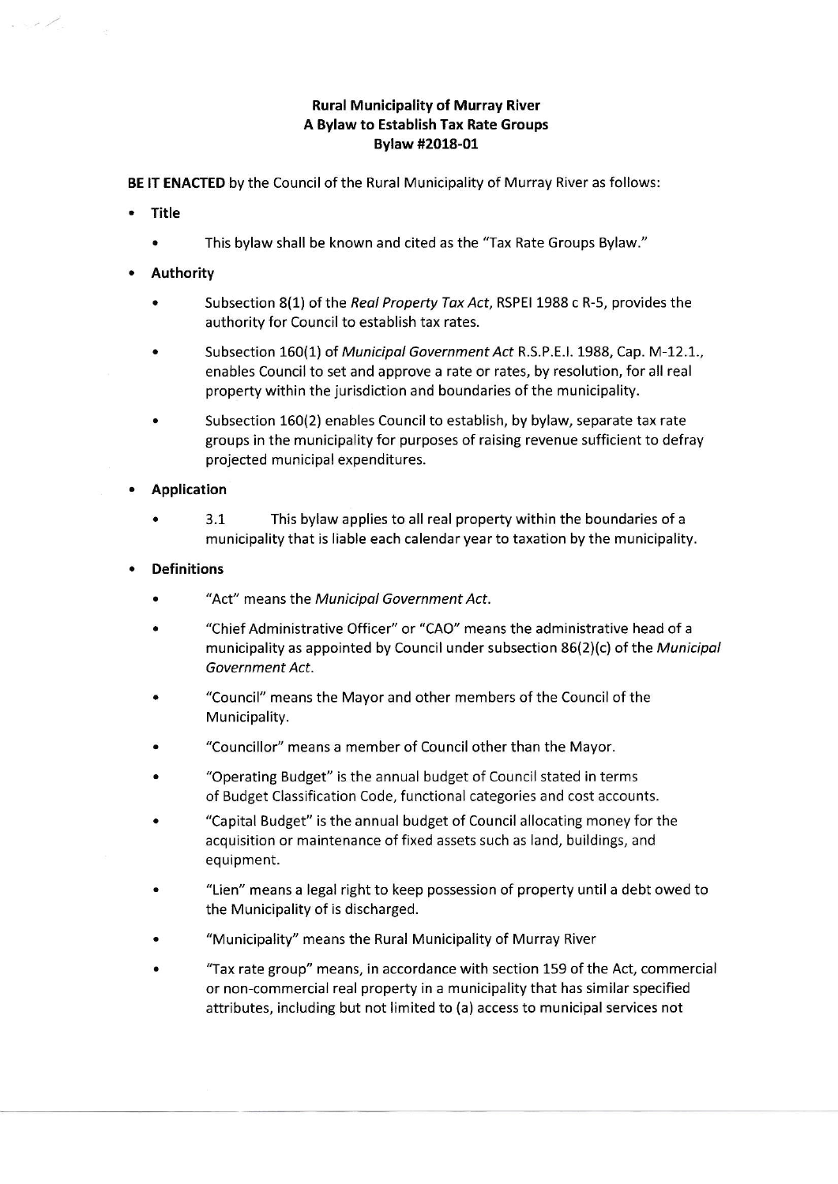**Rural Municipality of Murray River**
**A Bylaw to Establish Tax Rate Groups**
**Bylaw #2018-01**

**BE IT ENACTED** by the Council of the Rural Municipality of Murray River as follows:

- **Title**
  - This bylaw shall be known and cited as the "Tax Rate Groups Bylaw."
- **Authority**
  - Subsection 8(1) of the *Real Property Tax Act*, RSPEI 1988 c R-5, provides the authority for Council to establish tax rates.
  - Subsection 160(1) of *Municipal Government Act* R.S.P.E.I. 1988, Cap. M-12.1., enables Council to set and approve a rate or rates, by resolution, for all real property within the jurisdiction and boundaries of the municipality.
  - Subsection 160(2) enables Council to establish, by bylaw, separate tax rate groups in the municipality for purposes of raising revenue sufficient to defray projected municipal expenditures.
- **Application**
  - 3.1 This bylaw applies to all real property within the boundaries of a municipality that is liable each calendar year to taxation by the municipality.
- **Definitions**
  - "Act" means the *Municipal Government Act*.
  - "Chief Administrative Officer" or "CAO" means the administrative head of a municipality as appointed by Council under subsection 86(2)(c) of the *Municipal Government Act*.
  - "Council" means the Mayor and other members of the Council of the Municipality.
  - "Councillor" means a member of Council other than the Mayor.
  - "Operating Budget" is the annual budget of Council stated in terms of Budget Classification Code, functional categories and cost accounts.
  - "Capital Budget" is the annual budget of Council allocating money for the acquisition or maintenance of fixed assets such as land, buildings, and equipment.
  - "Lien" means a legal right to keep possession of property until a debt owed to the Municipality of is discharged.
  - "Municipality" means the Rural Municipality of Murray River
  - "Tax rate group" means, in accordance with section 159 of the Act, commercial or non-commercial real property in a municipality that has similar specified attributes, including but not limited to (a) access to municipal services not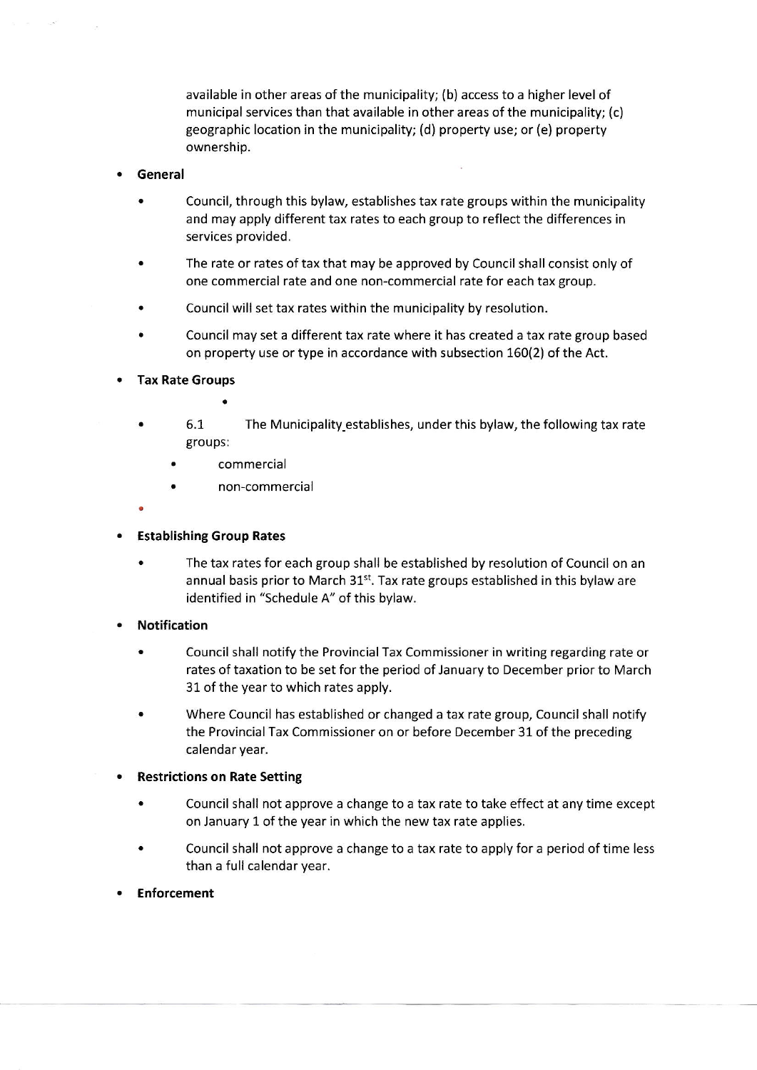available in other areas of the municipality; (b) access to a higher level of municipal services than that available in other areas of the municipality; (c) geographic location in the municipality; (d) property use; or (e) property ownership.

- **General**
  - Council, through this bylaw, establishes tax rate groups within the municipality and may apply different tax rates to each group to reflect the differences in services provided.
  - The rate or rates of tax that may be approved by Council shall consist only of one commercial rate and one non-commercial rate for each tax group.
  - Council will set tax rates within the municipality by resolution.
  - Council may set a different tax rate where it has created a tax rate group based on property use or type in accordance with subsection 160(2) of the Act.

- **Tax Rate Groups**
  - 6.1 The Municipality establishes, under this bylaw, the following tax rate groups:
    - commercial
    - non-commercial

- **Establishing Group Rates**
  - The tax rates for each group shall be established by resolution of Council on an annual basis prior to March 31st. Tax rate groups established in this bylaw are identified in "Schedule A" of this bylaw.

- **Notification**
  - Council shall notify the Provincial Tax Commissioner in writing regarding rate or rates of taxation to be set for the period of January to December prior to March 31 of the year to which rates apply.
  - Where Council has established or changed a tax rate group, Council shall notify the Provincial Tax Commissioner on or before December 31 of the preceding calendar year.

- **Restrictions on Rate Setting**
  - Council shall not approve a change to a tax rate to take effect at any time except on January 1 of the year in which the new tax rate applies.
  - Council shall not approve a change to a tax rate to apply for a period of time less than a full calendar year.

- **Enforcement**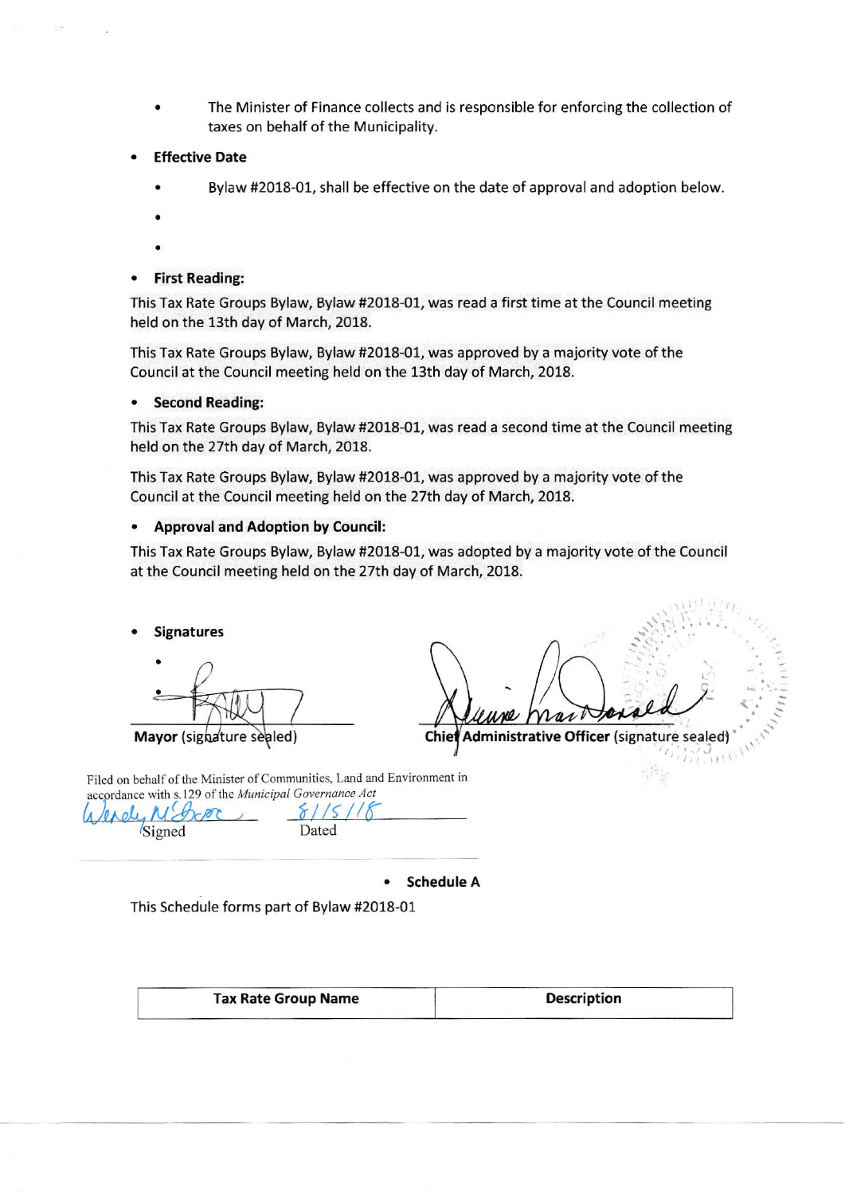- The Minister of Finance collects and is responsible for enforcing the collection of taxes on behalf of the Municipality.

- **Effective Date**
  - Bylaw #2018-01, shall be effective on the date of approval and adoption below.

- **First Reading:**

This Tax Rate Groups Bylaw, Bylaw #2018-01, was read a first time at the Council meeting held on the 13th day of March, 2018.

This Tax Rate Groups Bylaw, Bylaw #2018-01, was approved by a majority vote of the Council at the Council meeting held on the 13th day of March, 2018.

- **Second Reading:**

This Tax Rate Groups Bylaw, Bylaw #2018-01, was read a second time at the Council meeting held on the 27th day of March, 2018.

This Tax Rate Groups Bylaw, Bylaw #2018-01, was approved by a majority vote of the Council at the Council meeting held on the 27th day of March, 2018.

- **Approval and Adoption by Council:**

This Tax Rate Groups Bylaw, Bylaw #2018-01, was adopted by a majority vote of the Council at the Council meeting held on the 27th day of March, 2018.

- **Signatures**

**Mayor** (signature sealed)

**Chief Administrative Officer** (signature sealed)

Filed on behalf of the Minister of Communities, Land and Environment in accordance with s.129 of the *Municipal Governance Act*

Wendy McGee — Signed

8/15/18 — Dated

- **Schedule A**

This Schedule forms part of Bylaw #2018-01

| Tax Rate Group Name | Description |
| --- | --- |